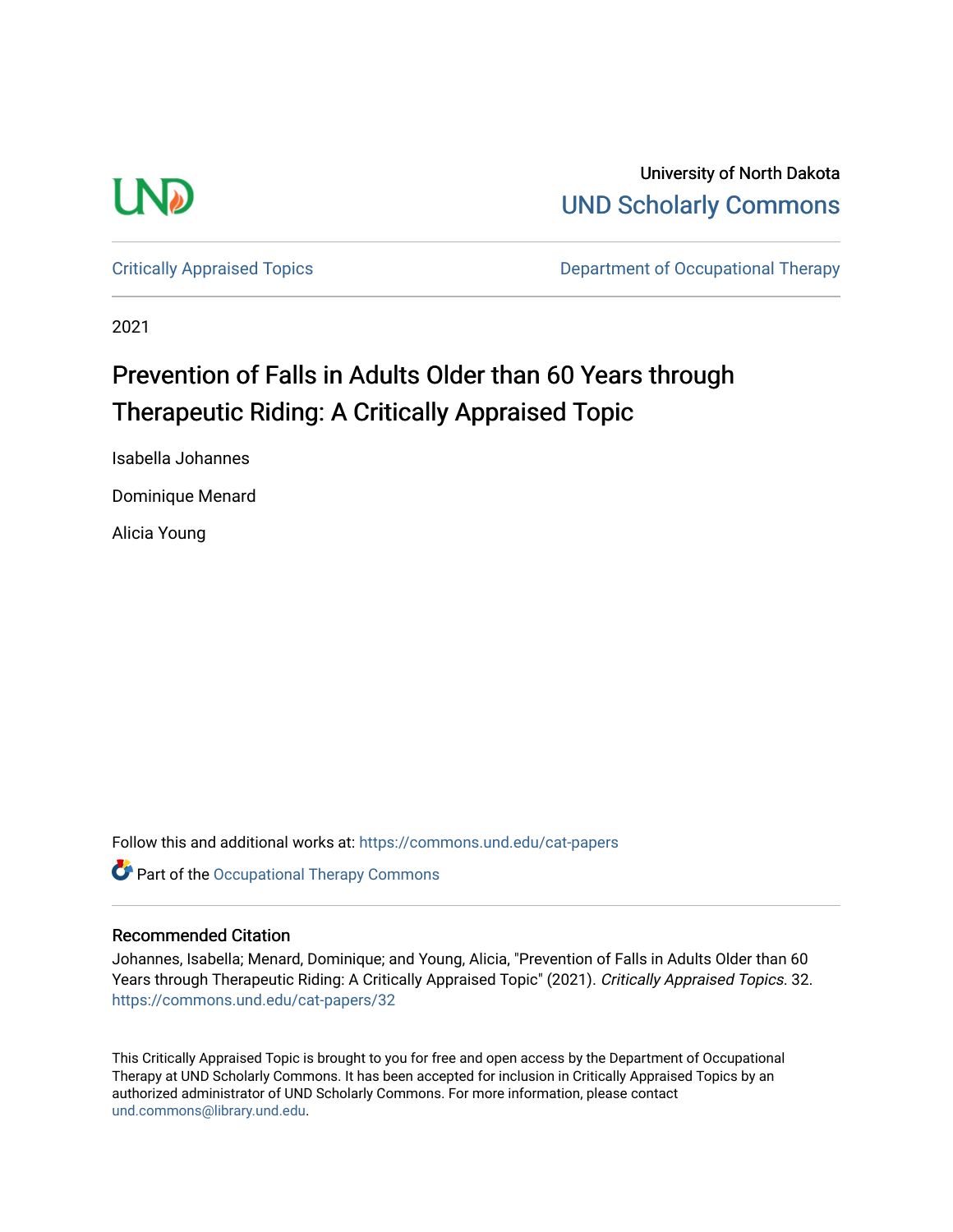University of North Dakota

UND Scholarly Commons

Critically Appraised Topics

Department of Occupational Therapy

2021

# Prevention of Falls in Adults Older than 60 Years through Therapeutic Riding: A Critically Appraised Topic

Isabella Johannes

Dominique Menard

Alicia Young

Follow this and additional works at: https://commons.und.edu/cat-papers

Part of the Occupational Therapy Commons

## Recommended Citation

Johannes, Isabella; Menard, Dominique; and Young, Alicia, "Prevention of Falls in Adults Older than 60 Years through Therapeutic Riding: A Critically Appraised Topic" (2021). *Critically Appraised Topics*. 32. https://commons.und.edu/cat-papers/32

This Critically Appraised Topic is brought to you for free and open access by the Department of Occupational Therapy at UND Scholarly Commons. It has been accepted for inclusion in Critically Appraised Topics by an authorized administrator of UND Scholarly Commons. For more information, please contact und.commons@library.und.edu.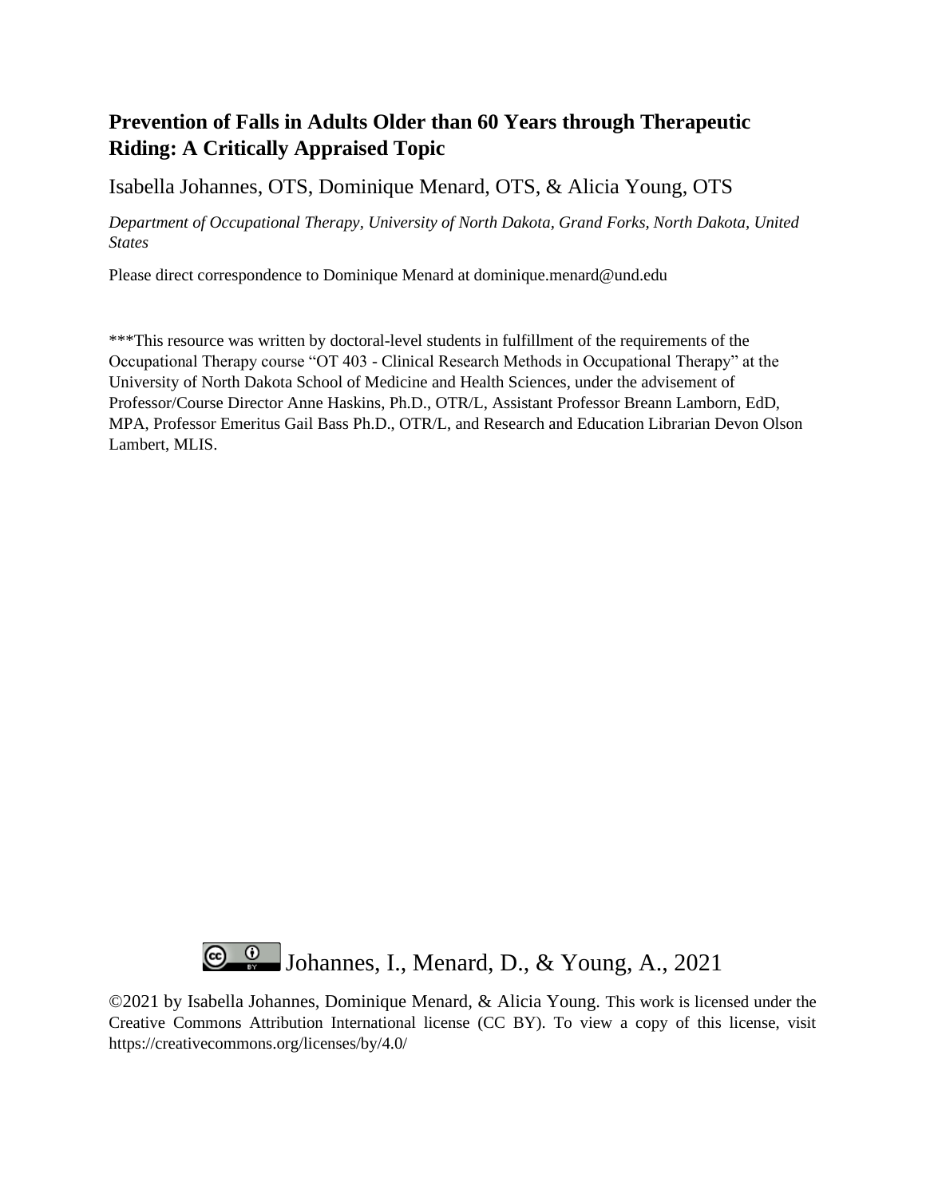# Prevention of Falls in Adults Older than 60 Years through Therapeutic Riding: A Critically Appraised Topic

Isabella Johannes, OTS, Dominique Menard, OTS, & Alicia Young, OTS

*Department of Occupational Therapy, University of North Dakota, Grand Forks, North Dakota, United States*

Please direct correspondence to Dominique Menard at dominique.menard@und.edu

***This resource was written by doctoral-level students in fulfillment of the requirements of the Occupational Therapy course "OT 403 - Clinical Research Methods in Occupational Therapy" at the University of North Dakota School of Medicine and Health Sciences, under the advisement of Professor/Course Director Anne Haskins, Ph.D., OTR/L, Assistant Professor Breann Lamborn, EdD, MPA, Professor Emeritus Gail Bass Ph.D., OTR/L, and Research and Education Librarian Devon Olson Lambert, MLIS.

Johannes, I., Menard, D., & Young, A., 2021

©2021 by Isabella Johannes, Dominique Menard, & Alicia Young. This work is licensed under the Creative Commons Attribution International license (CC BY). To view a copy of this license, visit https://creativecommons.org/licenses/by/4.0/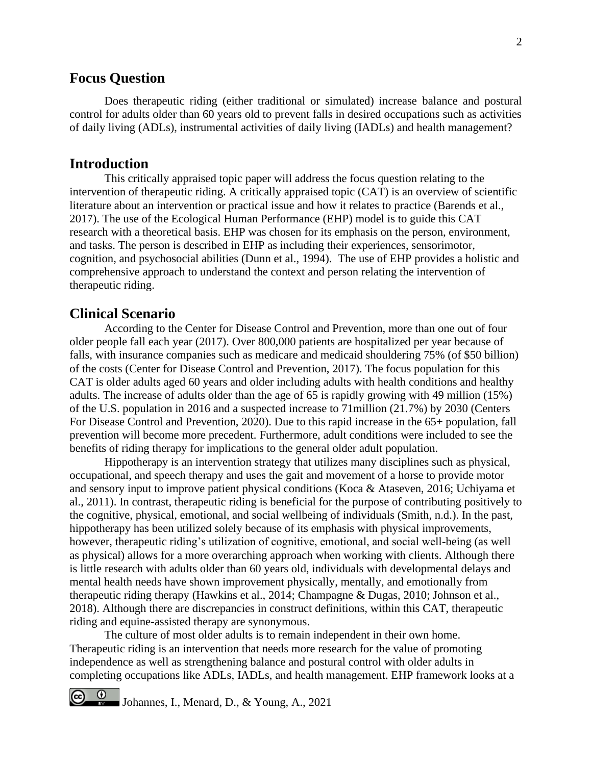## Focus Question

Does therapeutic riding (either traditional or simulated) increase balance and postural control for adults older than 60 years old to prevent falls in desired occupations such as activities of daily living (ADLs), instrumental activities of daily living (IADLs) and health management?

## Introduction

This critically appraised topic paper will address the focus question relating to the intervention of therapeutic riding. A critically appraised topic (CAT) is an overview of scientific literature about an intervention or practical issue and how it relates to practice (Barends et al., 2017). The use of the Ecological Human Performance (EHP) model is to guide this CAT research with a theoretical basis. EHP was chosen for its emphasis on the person, environment, and tasks. The person is described in EHP as including their experiences, sensorimotor, cognition, and psychosocial abilities (Dunn et al., 1994). The use of EHP provides a holistic and comprehensive approach to understand the context and person relating the intervention of therapeutic riding.

## Clinical Scenario

According to the Center for Disease Control and Prevention, more than one out of four older people fall each year (2017). Over 800,000 patients are hospitalized per year because of falls, with insurance companies such as medicare and medicaid shouldering 75% (of $50 billion) of the costs (Center for Disease Control and Prevention, 2017). The focus population for this CAT is older adults aged 60 years and older including adults with health conditions and healthy adults. The increase of adults older than the age of 65 is rapidly growing with 49 million (15%) of the U.S. population in 2016 and a suspected increase to 71million (21.7%) by 2030 (Centers For Disease Control and Prevention, 2020). Due to this rapid increase in the 65+ population, fall prevention will become more precedent. Furthermore, adult conditions were included to see the benefits of riding therapy for implications to the general older adult population.

Hippotherapy is an intervention strategy that utilizes many disciplines such as physical, occupational, and speech therapy and uses the gait and movement of a horse to provide motor and sensory input to improve patient physical conditions (Koca & Ataseven, 2016; Uchiyama et al., 2011). In contrast, therapeutic riding is beneficial for the purpose of contributing positively to the cognitive, physical, emotional, and social wellbeing of individuals (Smith, n.d.). In the past, hippotherapy has been utilized solely because of its emphasis with physical improvements, however, therapeutic riding's utilization of cognitive, emotional, and social well-being (as well as physical) allows for a more overarching approach when working with clients. Although there is little research with adults older than 60 years old, individuals with developmental delays and mental health needs have shown improvement physically, mentally, and emotionally from therapeutic riding therapy (Hawkins et al., 2014; Champagne & Dugas, 2010; Johnson et al., 2018). Although there are discrepancies in construct definitions, within this CAT, therapeutic riding and equine-assisted therapy are synonymous.

The culture of most older adults is to remain independent in their own home. Therapeutic riding is an intervention that needs more research for the value of promoting independence as well as strengthening balance and postural control with older adults in completing occupations like ADLs, IADLs, and health management. EHP framework looks at a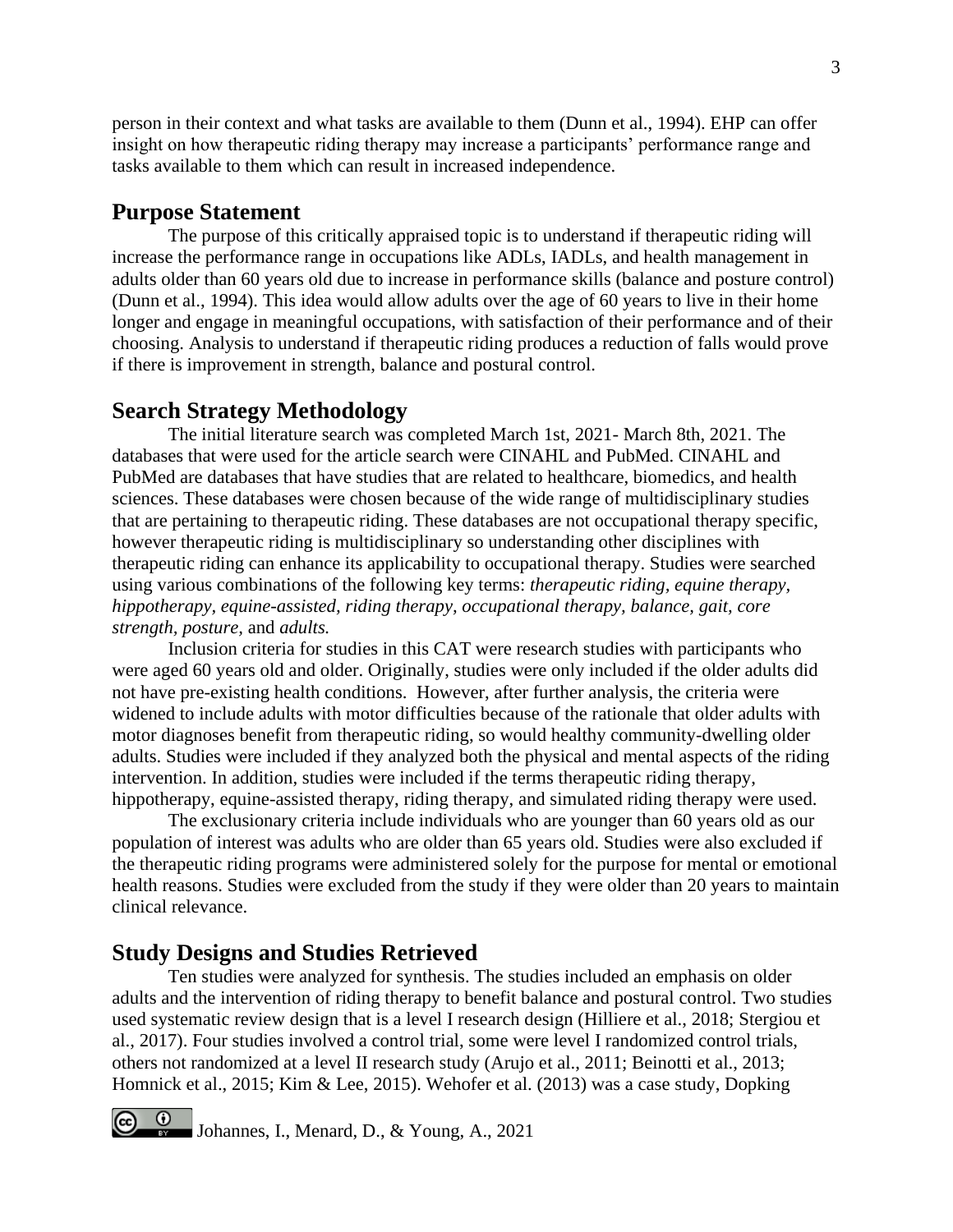person in their context and what tasks are available to them (Dunn et al., 1994). EHP can offer insight on how therapeutic riding therapy may increase a participants' performance range and tasks available to them which can result in increased independence.

## Purpose Statement

The purpose of this critically appraised topic is to understand if therapeutic riding will increase the performance range in occupations like ADLs, IADLs, and health management in adults older than 60 years old due to increase in performance skills (balance and posture control) (Dunn et al., 1994). This idea would allow adults over the age of 60 years to live in their home longer and engage in meaningful occupations, with satisfaction of their performance and of their choosing. Analysis to understand if therapeutic riding produces a reduction of falls would prove if there is improvement in strength, balance and postural control.

## Search Strategy Methodology

The initial literature search was completed March 1st, 2021- March 8th, 2021. The databases that were used for the article search were CINAHL and PubMed. CINAHL and PubMed are databases that have studies that are related to healthcare, biomedics, and health sciences. These databases were chosen because of the wide range of multidisciplinary studies that are pertaining to therapeutic riding. These databases are not occupational therapy specific, however therapeutic riding is multidisciplinary so understanding other disciplines with therapeutic riding can enhance its applicability to occupational therapy. Studies were searched using various combinations of the following key terms: *therapeutic riding, equine therapy, hippotherapy, equine-assisted, riding therapy, occupational therapy, balance, gait, core strength, posture,* and *adults.*

Inclusion criteria for studies in this CAT were research studies with participants who were aged 60 years old and older. Originally, studies were only included if the older adults did not have pre-existing health conditions. However, after further analysis, the criteria were widened to include adults with motor difficulties because of the rationale that older adults with motor diagnoses benefit from therapeutic riding, so would healthy community-dwelling older adults. Studies were included if they analyzed both the physical and mental aspects of the riding intervention. In addition, studies were included if the terms therapeutic riding therapy, hippotherapy, equine-assisted therapy, riding therapy, and simulated riding therapy were used.

The exclusionary criteria include individuals who are younger than 60 years old as our population of interest was adults who are older than 65 years old. Studies were also excluded if the therapeutic riding programs were administered solely for the purpose for mental or emotional health reasons. Studies were excluded from the study if they were older than 20 years to maintain clinical relevance.

## Study Designs and Studies Retrieved

Ten studies were analyzed for synthesis. The studies included an emphasis on older adults and the intervention of riding therapy to benefit balance and postural control. Two studies used systematic review design that is a level I research design (Hilliere et al., 2018; Stergiou et al., 2017). Four studies involved a control trial, some were level I randomized control trials, others not randomized at a level II research study (Arujo et al., 2011; Beinotti et al., 2013; Homnick et al., 2015; Kim & Lee, 2015). Wehofer et al. (2013) was a case study, Dopking

Johannes, I., Menard, D., & Young, A., 2021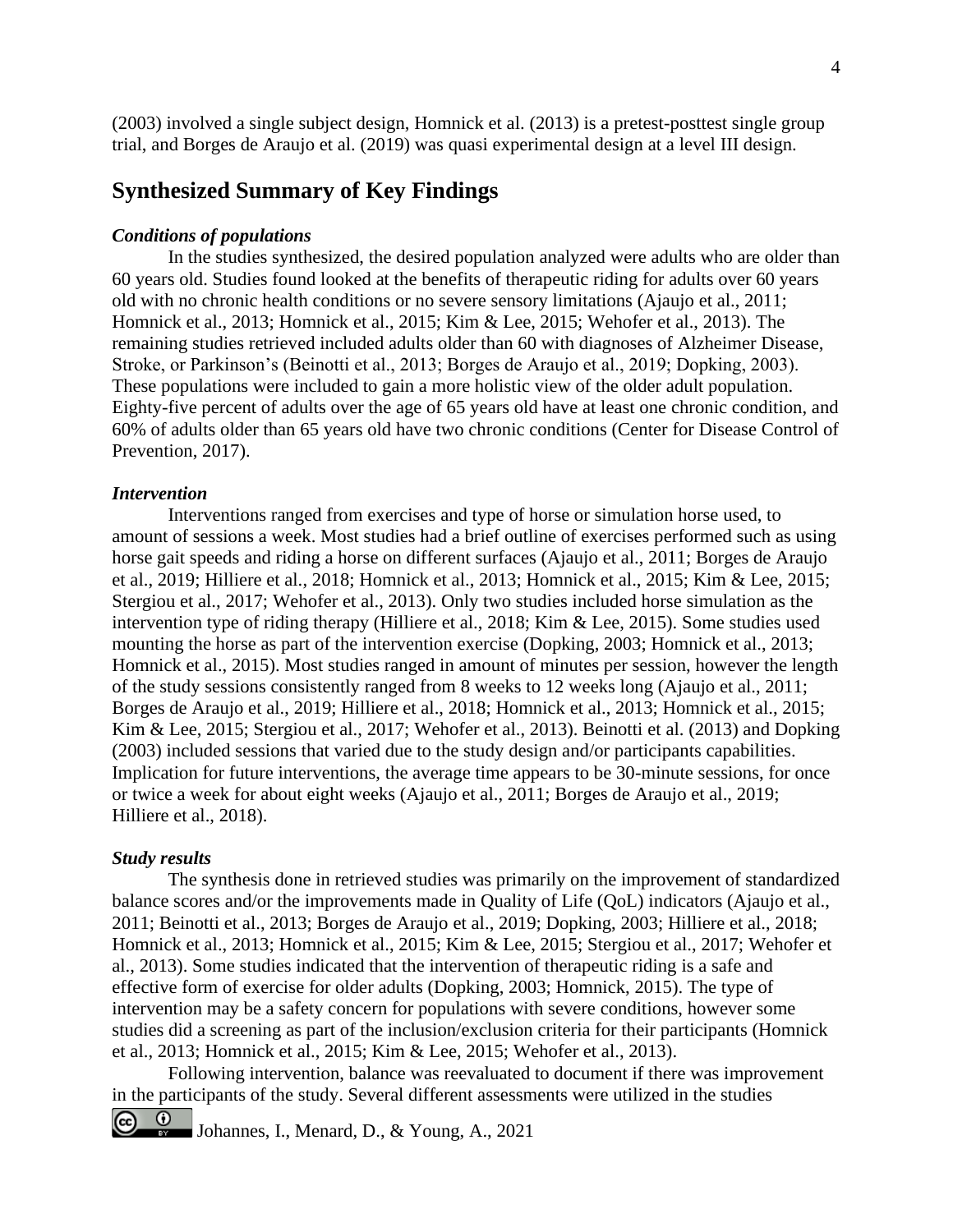(2003) involved a single subject design, Homnick et al. (2013) is a pretest-posttest single group trial, and Borges de Araujo et al. (2019) was quasi experimental design at a level III design.

## Synthesized Summary of Key Findings

### *Conditions of populations*

In the studies synthesized, the desired population analyzed were adults who are older than 60 years old. Studies found looked at the benefits of therapeutic riding for adults over 60 years old with no chronic health conditions or no severe sensory limitations (Ajaujo et al., 2011; Homnick et al., 2013; Homnick et al., 2015; Kim & Lee, 2015; Wehofer et al., 2013). The remaining studies retrieved included adults older than 60 with diagnoses of Alzheimer Disease, Stroke, or Parkinson's (Beinotti et al., 2013; Borges de Araujo et al., 2019; Dopking, 2003). These populations were included to gain a more holistic view of the older adult population. Eighty-five percent of adults over the age of 65 years old have at least one chronic condition, and 60% of adults older than 65 years old have two chronic conditions (Center for Disease Control of Prevention, 2017).

### *Intervention*

Interventions ranged from exercises and type of horse or simulation horse used, to amount of sessions a week. Most studies had a brief outline of exercises performed such as using horse gait speeds and riding a horse on different surfaces (Ajaujo et al., 2011; Borges de Araujo et al., 2019; Hilliere et al., 2018; Homnick et al., 2013; Homnick et al., 2015; Kim & Lee, 2015; Stergiou et al., 2017; Wehofer et al., 2013). Only two studies included horse simulation as the intervention type of riding therapy (Hilliere et al., 2018; Kim & Lee, 2015). Some studies used mounting the horse as part of the intervention exercise (Dopking, 2003; Homnick et al., 2013; Homnick et al., 2015). Most studies ranged in amount of minutes per session, however the length of the study sessions consistently ranged from 8 weeks to 12 weeks long (Ajaujo et al., 2011; Borges de Araujo et al., 2019; Hilliere et al., 2018; Homnick et al., 2013; Homnick et al., 2015; Kim & Lee, 2015; Stergiou et al., 2017; Wehofer et al., 2013). Beinotti et al. (2013) and Dopking (2003) included sessions that varied due to the study design and/or participants capabilities. Implication for future interventions, the average time appears to be 30-minute sessions, for once or twice a week for about eight weeks (Ajaujo et al., 2011; Borges de Araujo et al., 2019; Hilliere et al., 2018).

### *Study results*

The synthesis done in retrieved studies was primarily on the improvement of standardized balance scores and/or the improvements made in Quality of Life (QoL) indicators (Ajaujo et al., 2011; Beinotti et al., 2013; Borges de Araujo et al., 2019; Dopking, 2003; Hilliere et al., 2018; Homnick et al., 2013; Homnick et al., 2015; Kim & Lee, 2015; Stergiou et al., 2017; Wehofer et al., 2013). Some studies indicated that the intervention of therapeutic riding is a safe and effective form of exercise for older adults (Dopking, 2003; Homnick, 2015). The type of intervention may be a safety concern for populations with severe conditions, however some studies did a screening as part of the inclusion/exclusion criteria for their participants (Homnick et al., 2013; Homnick et al., 2015; Kim & Lee, 2015; Wehofer et al., 2013).

Following intervention, balance was reevaluated to document if there was improvement in the participants of the study. Several different assessments were utilized in the studies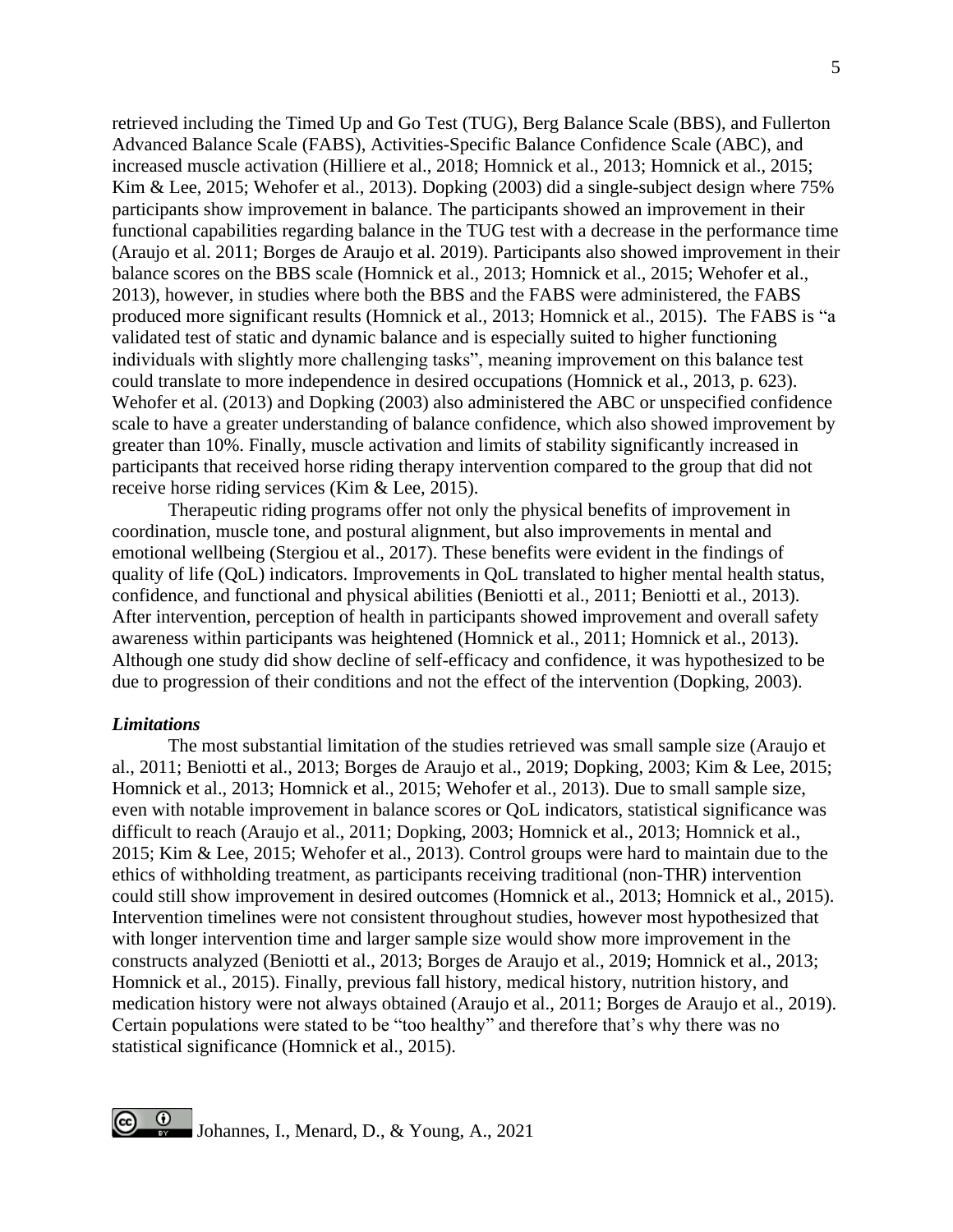retrieved including the Timed Up and Go Test (TUG), Berg Balance Scale (BBS), and Fullerton Advanced Balance Scale (FABS), Activities-Specific Balance Confidence Scale (ABC), and increased muscle activation (Hilliere et al., 2018; Homnick et al., 2013; Homnick et al., 2015; Kim & Lee, 2015; Wehofer et al., 2013). Dopking (2003) did a single-subject design where 75% participants show improvement in balance. The participants showed an improvement in their functional capabilities regarding balance in the TUG test with a decrease in the performance time (Araujo et al. 2011; Borges de Araujo et al. 2019). Participants also showed improvement in their balance scores on the BBS scale (Homnick et al., 2013; Homnick et al., 2015; Wehofer et al., 2013), however, in studies where both the BBS and the FABS were administered, the FABS produced more significant results (Homnick et al., 2013; Homnick et al., 2015). The FABS is "a validated test of static and dynamic balance and is especially suited to higher functioning individuals with slightly more challenging tasks", meaning improvement on this balance test could translate to more independence in desired occupations (Homnick et al., 2013, p. 623). Wehofer et al. (2013) and Dopking (2003) also administered the ABC or unspecified confidence scale to have a greater understanding of balance confidence, which also showed improvement by greater than 10%. Finally, muscle activation and limits of stability significantly increased in participants that received horse riding therapy intervention compared to the group that did not receive horse riding services (Kim & Lee, 2015).

Therapeutic riding programs offer not only the physical benefits of improvement in coordination, muscle tone, and postural alignment, but also improvements in mental and emotional wellbeing (Stergiou et al., 2017). These benefits were evident in the findings of quality of life (QoL) indicators. Improvements in QoL translated to higher mental health status, confidence, and functional and physical abilities (Beniotti et al., 2011; Beniotti et al., 2013). After intervention, perception of health in participants showed improvement and overall safety awareness within participants was heightened (Homnick et al., 2011; Homnick et al., 2013). Although one study did show decline of self-efficacy and confidence, it was hypothesized to be due to progression of their conditions and not the effect of the intervention (Dopking, 2003).

### *Limitations*

The most substantial limitation of the studies retrieved was small sample size (Araujo et al., 2011; Beniotti et al., 2013; Borges de Araujo et al., 2019; Dopking, 2003; Kim & Lee, 2015; Homnick et al., 2013; Homnick et al., 2015; Wehofer et al., 2013). Due to small sample size, even with notable improvement in balance scores or QoL indicators, statistical significance was difficult to reach (Araujo et al., 2011; Dopking, 2003; Homnick et al., 2013; Homnick et al., 2015; Kim & Lee, 2015; Wehofer et al., 2013). Control groups were hard to maintain due to the ethics of withholding treatment, as participants receiving traditional (non-THR) intervention could still show improvement in desired outcomes (Homnick et al., 2013; Homnick et al., 2015). Intervention timelines were not consistent throughout studies, however most hypothesized that with longer intervention time and larger sample size would show more improvement in the constructs analyzed (Beniotti et al., 2013; Borges de Araujo et al., 2019; Homnick et al., 2013; Homnick et al., 2015). Finally, previous fall history, medical history, nutrition history, and medication history were not always obtained (Araujo et al., 2011; Borges de Araujo et al., 2019). Certain populations were stated to be "too healthy" and therefore that's why there was no statistical significance (Homnick et al., 2015).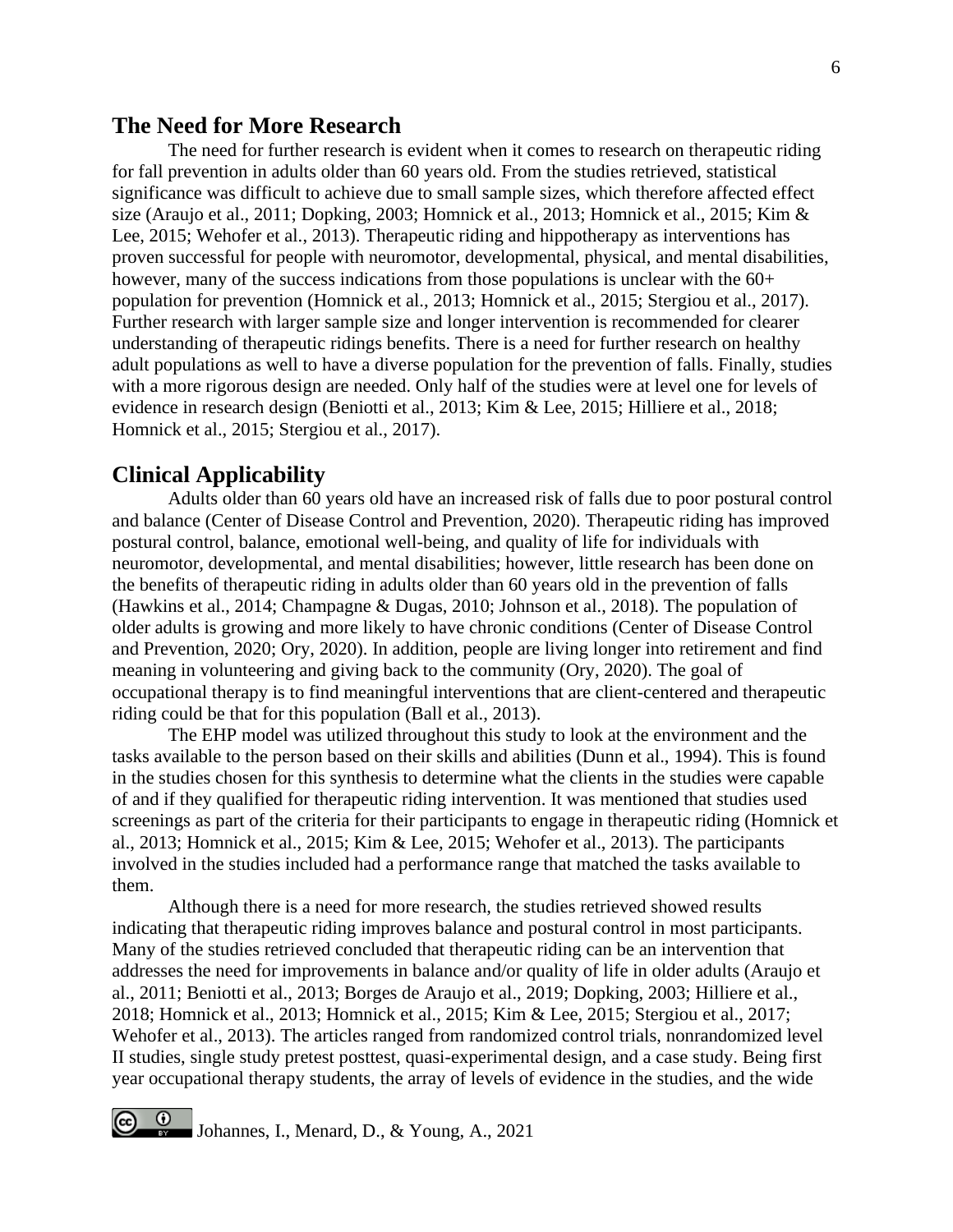## The Need for More Research

The need for further research is evident when it comes to research on therapeutic riding for fall prevention in adults older than 60 years old. From the studies retrieved, statistical significance was difficult to achieve due to small sample sizes, which therefore affected effect size (Araujo et al., 2011; Dopking, 2003; Homnick et al., 2013; Homnick et al., 2015; Kim & Lee, 2015; Wehofer et al., 2013). Therapeutic riding and hippotherapy as interventions has proven successful for people with neuromotor, developmental, physical, and mental disabilities, however, many of the success indications from those populations is unclear with the 60+ population for prevention (Homnick et al., 2013; Homnick et al., 2015; Stergiou et al., 2017). Further research with larger sample size and longer intervention is recommended for clearer understanding of therapeutic ridings benefits. There is a need for further research on healthy adult populations as well to have a diverse population for the prevention of falls. Finally, studies with a more rigorous design are needed. Only half of the studies were at level one for levels of evidence in research design (Beniotti et al., 2013; Kim & Lee, 2015; Hilliere et al., 2018; Homnick et al., 2015; Stergiou et al., 2017).

## Clinical Applicability

Adults older than 60 years old have an increased risk of falls due to poor postural control and balance (Center of Disease Control and Prevention, 2020). Therapeutic riding has improved postural control, balance, emotional well-being, and quality of life for individuals with neuromotor, developmental, and mental disabilities; however, little research has been done on the benefits of therapeutic riding in adults older than 60 years old in the prevention of falls (Hawkins et al., 2014; Champagne & Dugas, 2010; Johnson et al., 2018). The population of older adults is growing and more likely to have chronic conditions (Center of Disease Control and Prevention, 2020; Ory, 2020). In addition, people are living longer into retirement and find meaning in volunteering and giving back to the community (Ory, 2020). The goal of occupational therapy is to find meaningful interventions that are client-centered and therapeutic riding could be that for this population (Ball et al., 2013).

The EHP model was utilized throughout this study to look at the environment and the tasks available to the person based on their skills and abilities (Dunn et al., 1994). This is found in the studies chosen for this synthesis to determine what the clients in the studies were capable of and if they qualified for therapeutic riding intervention. It was mentioned that studies used screenings as part of the criteria for their participants to engage in therapeutic riding (Homnick et al., 2013; Homnick et al., 2015; Kim & Lee, 2015; Wehofer et al., 2013). The participants involved in the studies included had a performance range that matched the tasks available to them.

Although there is a need for more research, the studies retrieved showed results indicating that therapeutic riding improves balance and postural control in most participants. Many of the studies retrieved concluded that therapeutic riding can be an intervention that addresses the need for improvements in balance and/or quality of life in older adults (Araujo et al., 2011; Beniotti et al., 2013; Borges de Araujo et al., 2019; Dopking, 2003; Hilliere et al., 2018; Homnick et al., 2013; Homnick et al., 2015; Kim & Lee, 2015; Stergiou et al., 2017; Wehofer et al., 2013). The articles ranged from randomized control trials, nonrandomized level II studies, single study pretest posttest, quasi-experimental design, and a case study. Being first year occupational therapy students, the array of levels of evidence in the studies, and the wide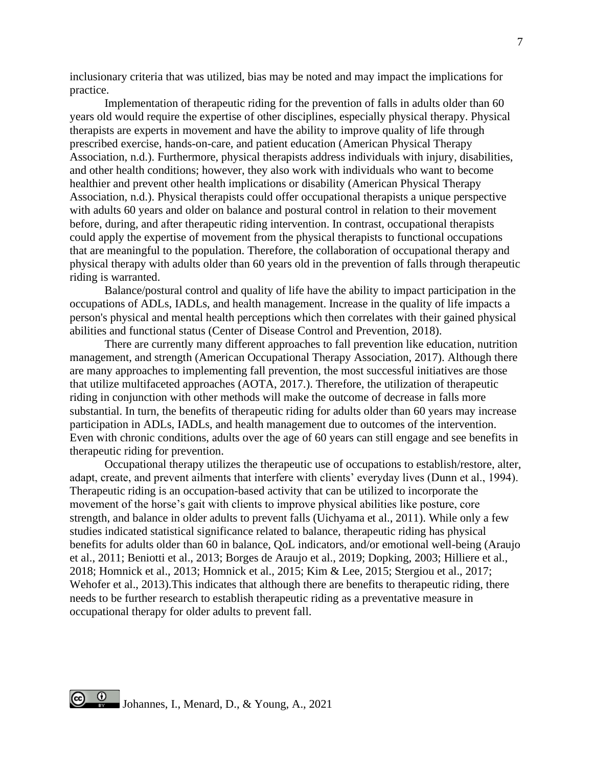inclusionary criteria that was utilized, bias may be noted and may impact the implications for practice.

Implementation of therapeutic riding for the prevention of falls in adults older than 60 years old would require the expertise of other disciplines, especially physical therapy. Physical therapists are experts in movement and have the ability to improve quality of life through prescribed exercise, hands-on-care, and patient education (American Physical Therapy Association, n.d.). Furthermore, physical therapists address individuals with injury, disabilities, and other health conditions; however, they also work with individuals who want to become healthier and prevent other health implications or disability (American Physical Therapy Association, n.d.). Physical therapists could offer occupational therapists a unique perspective with adults 60 years and older on balance and postural control in relation to their movement before, during, and after therapeutic riding intervention. In contrast, occupational therapists could apply the expertise of movement from the physical therapists to functional occupations that are meaningful to the population. Therefore, the collaboration of occupational therapy and physical therapy with adults older than 60 years old in the prevention of falls through therapeutic riding is warranted.

Balance/postural control and quality of life have the ability to impact participation in the occupations of ADLs, IADLs, and health management. Increase in the quality of life impacts a person's physical and mental health perceptions which then correlates with their gained physical abilities and functional status (Center of Disease Control and Prevention, 2018).

There are currently many different approaches to fall prevention like education, nutrition management, and strength (American Occupational Therapy Association, 2017). Although there are many approaches to implementing fall prevention, the most successful initiatives are those that utilize multifaceted approaches (AOTA, 2017.). Therefore, the utilization of therapeutic riding in conjunction with other methods will make the outcome of decrease in falls more substantial. In turn, the benefits of therapeutic riding for adults older than 60 years may increase participation in ADLs, IADLs, and health management due to outcomes of the intervention. Even with chronic conditions, adults over the age of 60 years can still engage and see benefits in therapeutic riding for prevention.

Occupational therapy utilizes the therapeutic use of occupations to establish/restore, alter, adapt, create, and prevent ailments that interfere with clients' everyday lives (Dunn et al., 1994). Therapeutic riding is an occupation-based activity that can be utilized to incorporate the movement of the horse's gait with clients to improve physical abilities like posture, core strength, and balance in older adults to prevent falls (Uichyama et al., 2011). While only a few studies indicated statistical significance related to balance, therapeutic riding has physical benefits for adults older than 60 in balance, QoL indicators, and/or emotional well-being (Araujo et al., 2011; Beniotti et al., 2013; Borges de Araujo et al., 2019; Dopking, 2003; Hilliere et al., 2018; Homnick et al., 2013; Homnick et al., 2015; Kim & Lee, 2015; Stergiou et al., 2017; Wehofer et al., 2013).This indicates that although there are benefits to therapeutic riding, there needs to be further research to establish therapeutic riding as a preventative measure in occupational therapy for older adults to prevent fall.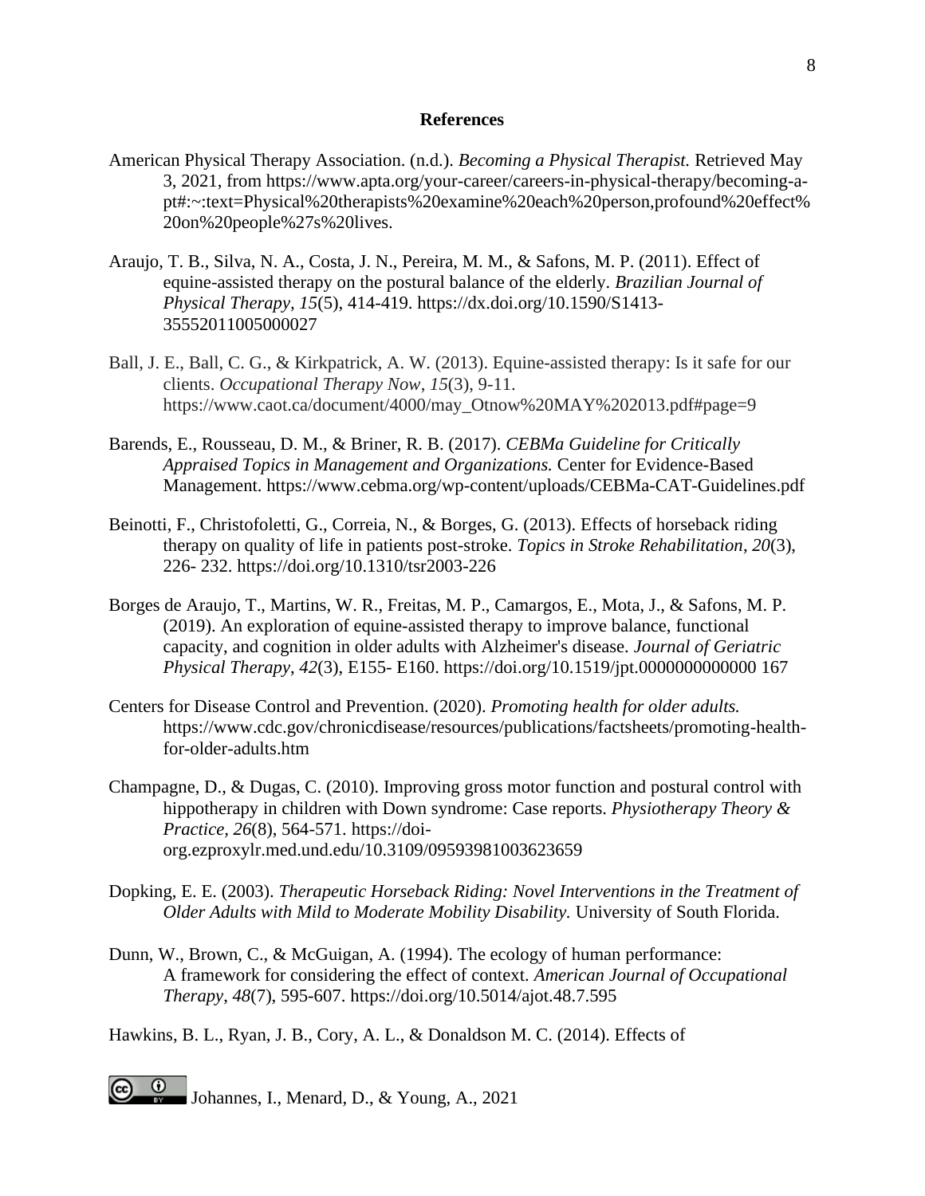**References**

American Physical Therapy Association. (n.d.). *Becoming a Physical Therapist.* Retrieved May 3, 2021, from https://www.apta.org/your-career/careers-in-physical-therapy/becoming-a-pt#:~:text=Physical%20therapists%20examine%20each%20person,profound%20effect%20on%20people%27s%20lives.

Araujo, T. B., Silva, N. A., Costa, J. N., Pereira, M. M., & Safons, M. P. (2011). Effect of equine-assisted therapy on the postural balance of the elderly. *Brazilian Journal of Physical Therapy, 15*(5), 414-419. https://dx.doi.org/10.1590/S1413-35552011005000027

Ball, J. E., Ball, C. G., & Kirkpatrick, A. W. (2013). Equine-assisted therapy: Is it safe for our clients. *Occupational Therapy Now*, *15*(3), 9-11. https://www.caot.ca/document/4000/may_Otnow%20MAY%202013.pdf#page=9

Barends, E., Rousseau, D. M., & Briner, R. B. (2017). *CEBMa Guideline for Critically Appraised Topics in Management and Organizations.* Center for Evidence-Based Management. https://www.cebma.org/wp-content/uploads/CEBMa-CAT-Guidelines.pdf

Beinotti, F., Christofoletti, G., Correia, N., & Borges, G. (2013). Effects of horseback riding therapy on quality of life in patients post-stroke. *Topics in Stroke Rehabilitation*, *20*(3), 226- 232. https://doi.org/10.1310/tsr2003-226

Borges de Araujo, T., Martins, W. R., Freitas, M. P., Camargos, E., Mota, J., & Safons, M. P. (2019). An exploration of equine-assisted therapy to improve balance, functional capacity, and cognition in older adults with Alzheimer's disease. *Journal of Geriatric Physical Therapy*, *42*(3), E155- E160. https://doi.org/10.1519/jpt.0000000000000 167

Centers for Disease Control and Prevention. (2020). *Promoting health for older adults.* https://www.cdc.gov/chronicdisease/resources/publications/factsheets/promoting-health-for-older-adults.htm

Champagne, D., & Dugas, C. (2010). Improving gross motor function and postural control with hippotherapy in children with Down syndrome: Case reports. *Physiotherapy Theory & Practice*, *26*(8), 564-571. https://doi-org.ezproxylr.med.und.edu/10.3109/09593981003623659

Dopking, E. E. (2003). *Therapeutic Horseback Riding: Novel Interventions in the Treatment of Older Adults with Mild to Moderate Mobility Disability.* University of South Florida.

Dunn, W., Brown, C., & McGuigan, A. (1994). The ecology of human performance: A framework for considering the effect of context. *American Journal of Occupational Therapy*, *48*(7), 595-607. https://doi.org/10.5014/ajot.48.7.595

Hawkins, B. L., Ryan, J. B., Cory, A. L., & Donaldson M. C. (2014). Effects of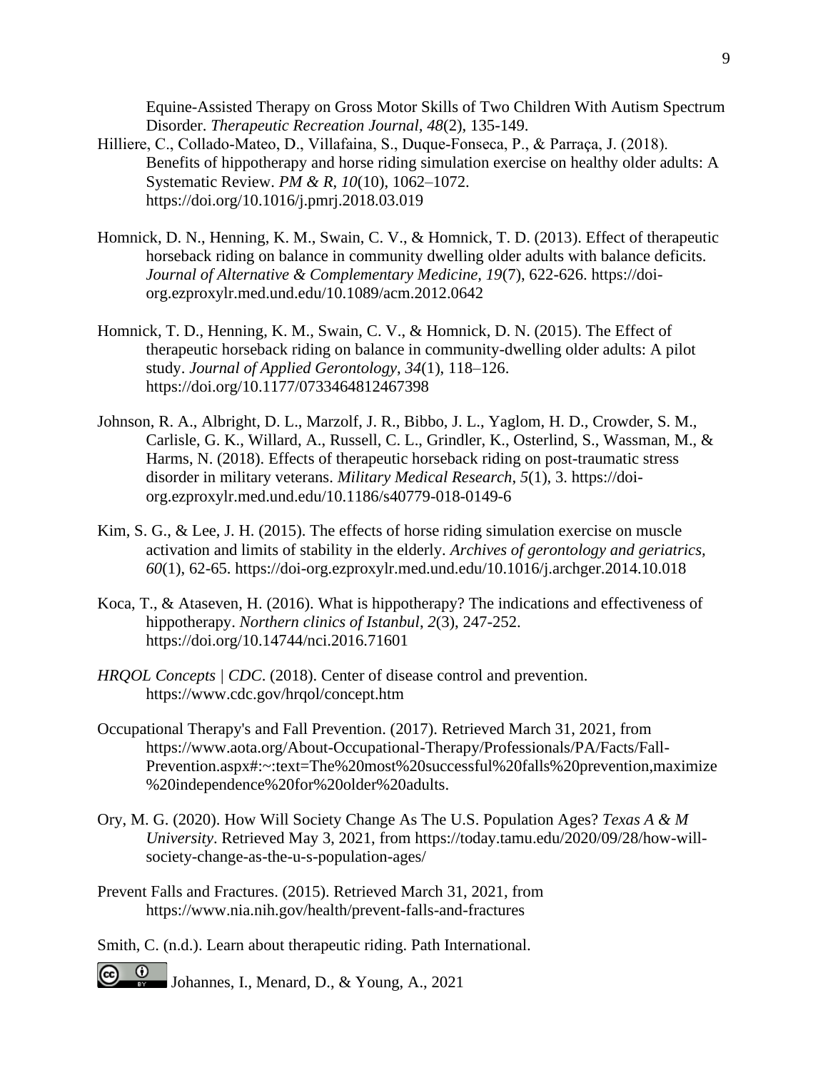Equine-Assisted Therapy on Gross Motor Skills of Two Children With Autism Spectrum Disorder. *Therapeutic Recreation Journal, 48*(2), 135-149.

Hilliere, C., Collado-Mateo, D., Villafaina, S., Duque-Fonseca, P., & Parraça, J. (2018). Benefits of hippotherapy and horse riding simulation exercise on healthy older adults: A Systematic Review. *PM & R*, *10*(10), 1062–1072. https://doi.org/10.1016/j.pmrj.2018.03.019

Homnick, D. N., Henning, K. M., Swain, C. V., & Homnick, T. D. (2013). Effect of therapeutic horseback riding on balance in community dwelling older adults with balance deficits. *Journal of Alternative & Complementary Medicine, 19*(7), 622-626. https://doi-org.ezproxylr.med.und.edu/10.1089/acm.2012.0642

Homnick, T. D., Henning, K. M., Swain, C. V., & Homnick, D. N. (2015). The Effect of therapeutic horseback riding on balance in community-dwelling older adults: A pilot study. *Journal of Applied Gerontology*, *34*(1), 118–126. https://doi.org/10.1177/0733464812467398

Johnson, R. A., Albright, D. L., Marzolf, J. R., Bibbo, J. L., Yaglom, H. D., Crowder, S. M., Carlisle, G. K., Willard, A., Russell, C. L., Grindler, K., Osterlind, S., Wassman, M., & Harms, N. (2018). Effects of therapeutic horseback riding on post-traumatic stress disorder in military veterans. *Military Medical Research*, *5*(1), 3. https://doi-org.ezproxylr.med.und.edu/10.1186/s40779-018-0149-6

Kim, S. G., & Lee, J. H. (2015). The effects of horse riding simulation exercise on muscle activation and limits of stability in the elderly. *Archives of gerontology and geriatrics, 60*(1), 62-65. https://doi-org.ezproxylr.med.und.edu/10.1016/j.archger.2014.10.018

Koca, T., & Ataseven, H. (2016). What is hippotherapy? The indications and effectiveness of hippotherapy. *Northern clinics of Istanbul*, *2*(3), 247-252. https://doi.org/10.14744/nci.2016.71601

*HRQOL Concepts | CDC*. (2018). Center of disease control and prevention. https://www.cdc.gov/hrqol/concept.htm

Occupational Therapy's and Fall Prevention. (2017). Retrieved March 31, 2021, from https://www.aota.org/About-Occupational-Therapy/Professionals/PA/Facts/Fall-Prevention.aspx#:~:text=The%20most%20successful%20falls%20prevention,maximize%20independence%20for%20older%20adults.

Ory, M. G. (2020). How Will Society Change As The U.S. Population Ages? *Texas A & M University*. Retrieved May 3, 2021, from https://today.tamu.edu/2020/09/28/how-will-society-change-as-the-u-s-population-ages/

Prevent Falls and Fractures. (2015). Retrieved March 31, 2021, from https://www.nia.nih.gov/health/prevent-falls-and-fractures

Smith, C. (n.d.). Learn about therapeutic riding. Path International.

Johannes, I., Menard, D., & Young, A., 2021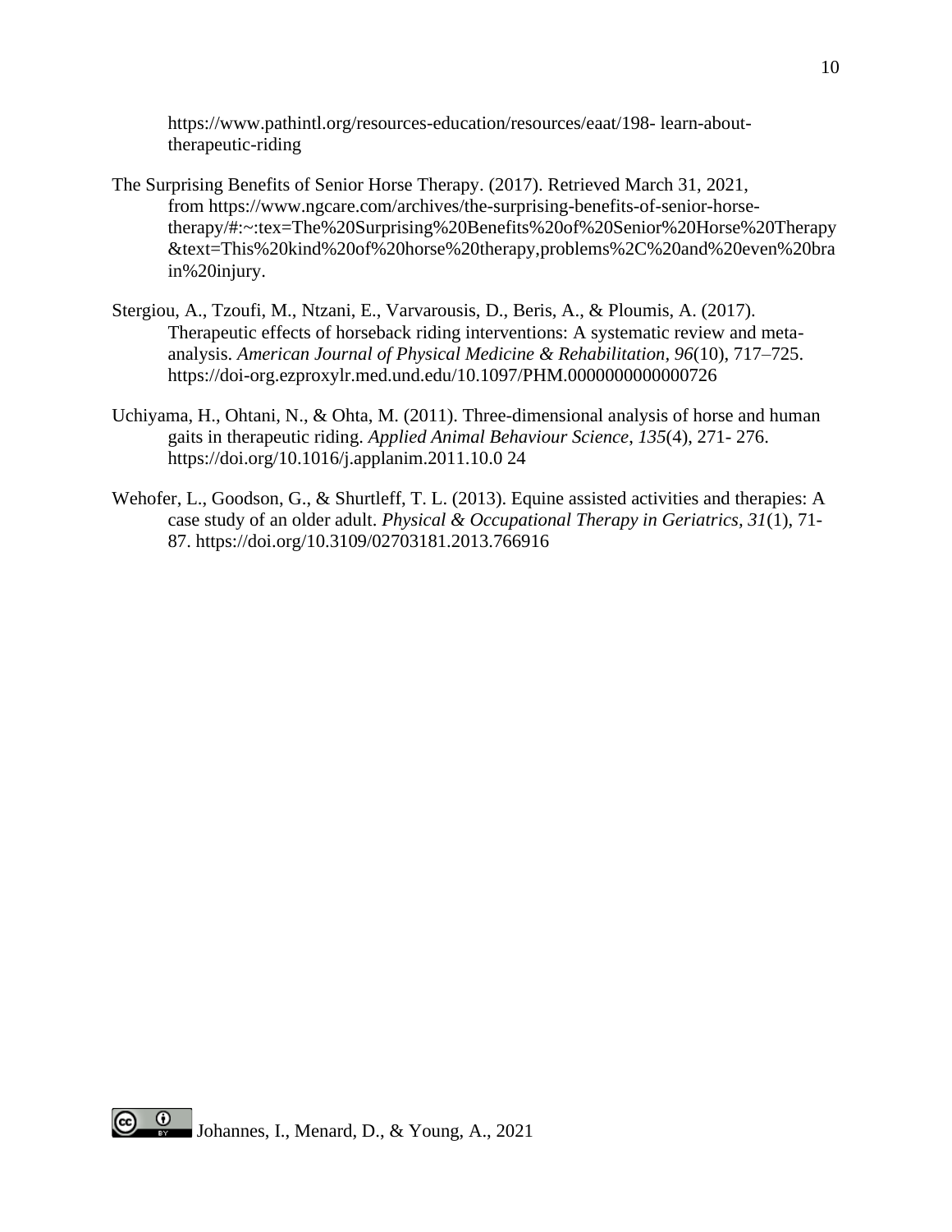https://www.pathintl.org/resources-education/resources/eaat/198- learn-about-therapeutic-riding

The Surprising Benefits of Senior Horse Therapy. (2017). Retrieved March 31, 2021, from https://www.ngcare.com/archives/the-surprising-benefits-of-senior-horse-therapy/#:~:tex=The%20Surprising%20Benefits%20of%20Senior%20Horse%20Therapy&text=This%20kind%20of%20horse%20therapy,problems%2C%20and%20even%20brain%20injury.

Stergiou, A., Tzoufi, M., Ntzani, E., Varvarousis, D., Beris, A., & Ploumis, A. (2017). Therapeutic effects of horseback riding interventions: A systematic review and meta-analysis. *American Journal of Physical Medicine & Rehabilitation*, *96*(10), 717–725. https://doi-org.ezproxylr.med.und.edu/10.1097/PHM.0000000000000726

Uchiyama, H., Ohtani, N., & Ohta, M. (2011). Three-dimensional analysis of horse and human gaits in therapeutic riding. *Applied Animal Behaviour Science*, *135*(4), 271- 276. https://doi.org/10.1016/j.applanim.2011.10.0 24

Wehofer, L., Goodson, G., & Shurtleff, T. L. (2013). Equine assisted activities and therapies: A case study of an older adult. *Physical & Occupational Therapy in Geriatrics, 31*(1), 71-87. https://doi.org/10.3109/02703181.2013.766916

Johannes, I., Menard, D., & Young, A., 2021